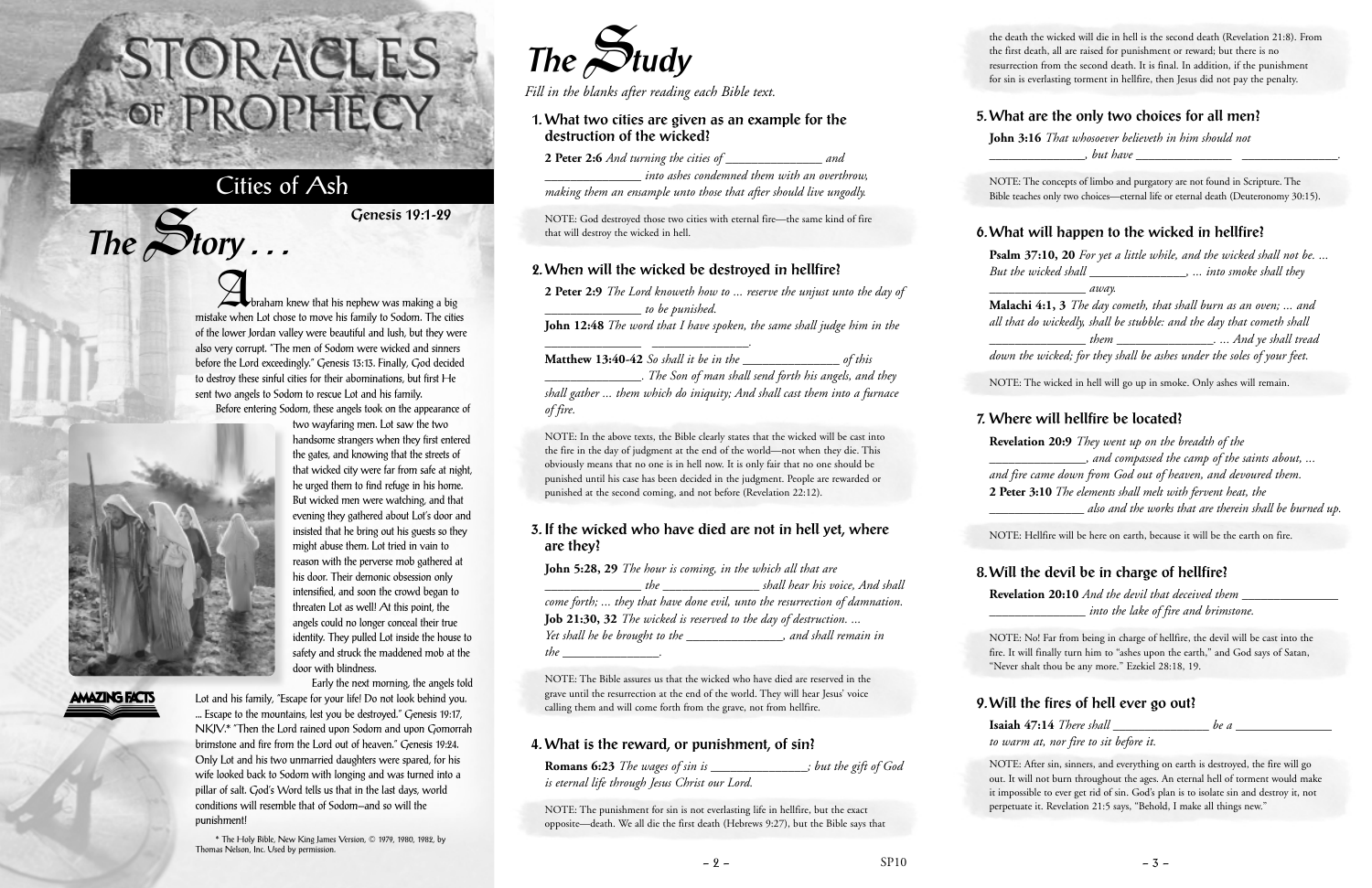# Storacles of Prophecy

## Cities of Ash

## The Story . . .

**Genesis 19:1-29**

Abraham knew that his nephew was making a big mistake when Lot chose to move his family to Sodom. The cities of the lower Jordan valley were beautiful and lush, but they were also very corrupt. "The men of Sodom were wicked and sinners before the Lord exceedingly." Genesis 13:13. Finally, God decided to destroy these sinful cities for their abominations, but first He sent two angels to Sodom to rescue Lot and his family.

Before entering Sodom, these angels took on the appearance of two wayfaring men. Lot saw the two handsome strangers when they first entered the gates, and knowing that the streets of that wicked city were far from safe at night, he urged them to find refuge in his home. But wicked men were watching, and that evening they gathered about Lot's door and insisted that he bring out his guests so they might abuse them. Lot tried in vain to reason with the perverse mob gathered at his door. Their demonic obsession only intensified, and soon the crowd began to threaten Lot as well! At this point, the angels could no longer conceal their true identity. They pulled Lot inside the house to safety and struck the maddened mob at the door with blindness.

Early the next morning, the angels told Lot and his family, "Escape for your life! Do not look behind you. ... Escape to the mountains, lest you be destroyed." Genesis 19:17, NKJV.* "Then the Lord rained upon Sodom and upon Gomorrah brimstone and fire from the Lord out of heaven." Genesis 19:24. Only Lot and his two unmarried daughters were spared, for his wife looked back to Sodom with longing and was turned into a pillar of salt. God's Word tells us that in the last days, world conditions will resemble that of Sodom—and so will the punishment!

\* The Holy Bible, New King James Version, © 1979, 1980, 1982, by Thomas Nelson, Inc. Used by permission.

AMAZING FACTS

## The Study

*Fill in the blanks after reading each Bible text.*

### 1. What two cities are given as an example for the destruction of the wicked?

**2 Peter 2:6** *And turning the cities of _______________ and _______________ into ashes condemned them with an overthrow, making them an ensample unto those that after should live ungodly.*

NOTE: God destroyed those two cities with eternal fire—the same kind of fire that will destroy the wicked in hell.

### 2. When will the wicked be destroyed in hellfire?

**2 Peter 2:9** *The Lord knoweth how to ... reserve the unjust unto the day of _______________ to be punished.*

**John 12:48** *The word that I have spoken, the same shall judge him in the _______________ _______________.*

**Matthew 13:40-42** *So shall it be in the _______________ of this _______________. The Son of man shall send forth his angels, and they shall gather ... them which do iniquity; And shall cast them into a furnace of fire.*

NOTE: In the above texts, the Bible clearly states that the wicked will be cast into the fire in the day of judgment at the end of the world—not when they die. This obviously means that no one is in hell now. It is only fair that no one should be punished until his case has been decided in the judgment. People are rewarded or punished at the second coming, and not before (Revelation 22:12).

### 3. If the wicked who have died are not in hell yet, where are they?

**John 5:28, 29** *The hour is coming, in the which all that are _______________ the _______________ shall hear his voice, And shall come forth; ... they that have done evil, unto the resurrection of damnation.*

**Job 21:30, 32** *The wicked is reserved to the day of destruction. ... Yet shall he be brought to the _______________, and shall remain in the _______________.*

NOTE: The Bible assures us that the wicked who have died are reserved in the grave until the resurrection at the end of the world. They will hear Jesus' voice calling them and will come forth from the grave, not from hellfire.

### 4. What is the reward, or punishment, of sin?

**Romans 6:23** *The wages of sin is _______________; but the gift of God is eternal life through Jesus Christ our Lord.*

NOTE: The punishment for sin is not everlasting life in hellfire, but the exact opposite—death. We all die the first death (Hebrews 9:27), but the Bible says that the death the wicked will die in hell is the second death (Revelation 21:8). From the first death, all are raised for punishment or reward; but there is no resurrection from the second death. It is final. In addition, if the punishment for sin is everlasting torment in hellfire, then Jesus did not pay the penalty.

### 5. What are the only two choices for all men?

**John 3:16** *That whosoever believeth in him should not _______________, but have _______________ _______________.*

NOTE: The concepts of limbo and purgatory are not found in Scripture. The Bible teaches only two choices—eternal life or eternal death (Deuteronomy 30:15).

### 6. What will happen to the wicked in hellfire?

**Psalm 37:10, 20** *For yet a little while, and the wicked shall not be. ... But the wicked shall _______________, ... into smoke shall they _______________ away.*

**Malachi 4:1, 3** *The day cometh, that shall burn as an oven; ... and all that do wickedly, shall be stubble: and the day that cometh shall _______________ them _______________. ... And ye shall tread down the wicked; for they shall be ashes under the soles of your feet.*

NOTE: The wicked in hell will go up in smoke. Only ashes will remain.

### 7. Where will hellfire be located?

**Revelation 20:9** *They went up on the breadth of the _______________, and compassed the camp of the saints about, ... and fire came down from God out of heaven, and devoured them.*

**2 Peter 3:10** *The elements shall melt with fervent heat, the _______________ also and the works that are therein shall be burned up.*

NOTE: Hellfire will be here on earth, because it will be the earth on fire.

### 8. Will the devil be in charge of hellfire?

**Revelation 20:10** *And the devil that deceived them _______________ _______________ into the lake of fire and brimstone.*

NOTE: No! Far from being in charge of hellfire, the devil will be cast into the fire. It will finally turn him to "ashes upon the earth," and God says of Satan, "Never shalt thou be any more." Ezekiel 28:18, 19.

### 9. Will the fires of hell ever go out?

**Isaiah 47:14** *There shall _______________ be a _______________ to warm at, nor fire to sit before it.*

NOTE: After sin, sinners, and everything on earth is destroyed, the fire will go out. It will not burn throughout the ages. An eternal hell of torment would make it impossible to ever get rid of sin. God's plan is to isolate sin and destroy it, not perpetuate it. Revelation 21:5 says, "Behold, I make all things new."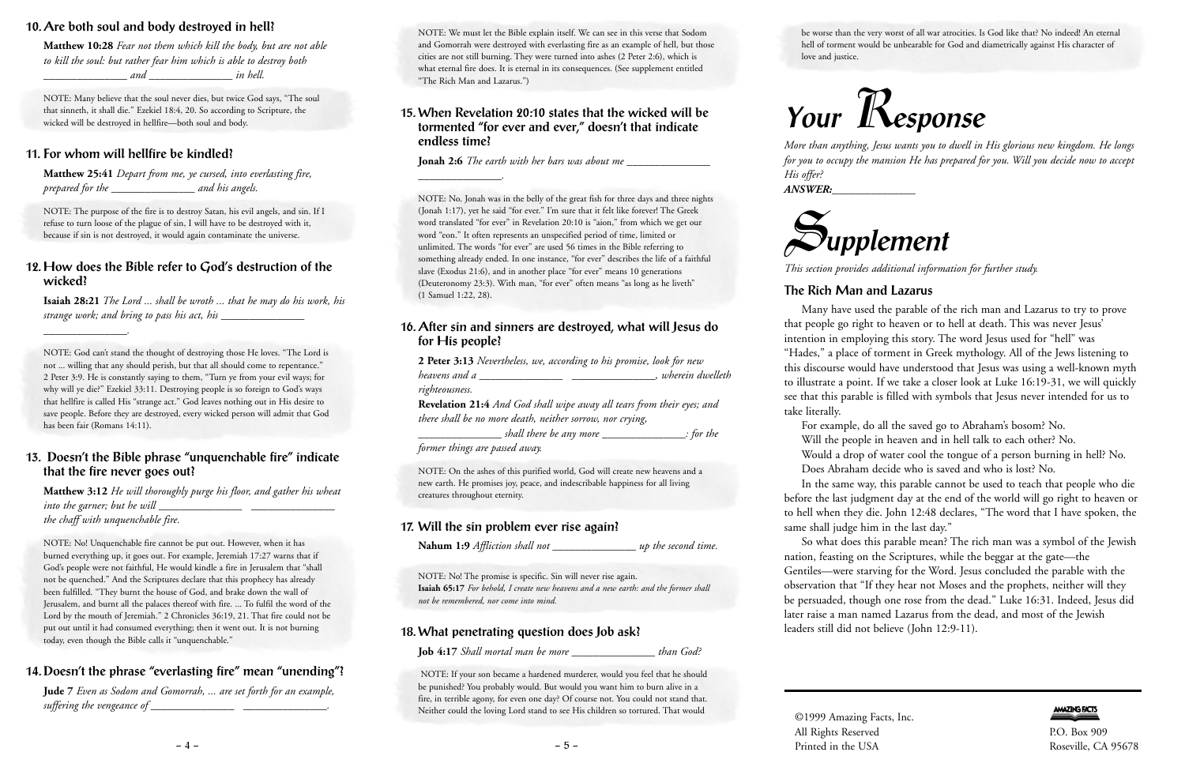## 10. Are both soul and body destroyed in hell?

**Matthew 10:28** *Fear not them which kill the body, but are not able to kill the soul: but rather fear him which is able to destroy both _______________ and _______________ in hell.*

NOTE: Many believe that the soul never dies, but twice God says, "The soul that sinneth, it shall die." Ezekiel 18:4, 20. So according to Scripture, the wicked will be destroyed in hellfire—both soul and body.

## 11. For whom will hellfire be kindled?

**Matthew 25:41** *Depart from me, ye cursed, into everlasting fire, prepared for the _______________ and his angels.*

NOTE: The purpose of the fire is to destroy Satan, his evil angels, and sin. If I refuse to turn loose of the plague of sin, I will have to be destroyed with it, because if sin is not destroyed, it would again contaminate the universe.

## 12. How does the Bible refer to God's destruction of the wicked?

**Isaiah 28:21** *The Lord ... shall be wroth ... that he may do his work, his strange work; and bring to pass his act, his _______________ _______________.*

NOTE: God can't stand the thought of destroying those He loves. "The Lord is not ... willing that any should perish, but that all should come to repentance." 2 Peter 3:9. He is constantly saying to them, "Turn ye from your evil ways; for why will ye die?" Ezekiel 33:11. Destroying people is so foreign to God's ways that hellfire is called His "strange act." God leaves nothing out in His desire to save people. Before they are destroyed, every wicked person will admit that God has been fair (Romans 14:11).

## 13. Doesn't the Bible phrase "unquenchable fire" indicate that the fire never goes out?

**Matthew 3:12** *He will thoroughly purge his floor, and gather his wheat into the garner; but he will _______________ _______________ the chaff with unquenchable fire.*

NOTE: No! Unquenchable fire cannot be put out. However, when it has burned everything up, it goes out. For example, Jeremiah 17:27 warns that if God's people were not faithful, He would kindle a fire in Jerusalem that "shall not be quenched." And the Scriptures declare that this prophecy has already been fulfilled. "They burnt the house of God, and brake down the wall of Jerusalem, and burnt all the palaces thereof with fire. ... To fulfil the word of the Lord by the mouth of Jeremiah." 2 Chronicles 36:19, 21. That fire could not be put out until it had consumed everything; then it went out. It is not burning today, even though the Bible calls it "unquenchable."

## 14. Doesn't the phrase "everlasting fire" mean "unending"?

**Jude 7** *Even as Sodom and Gomorrah, ... are set forth for an example, suffering the vengeance of _______________ _______________.*

NOTE: We must let the Bible explain itself. We can see in this verse that Sodom and Gomorrah were destroyed with everlasting fire as an example of hell, but those cities are not still burning. They were turned into ashes (2 Peter 2:6), which is what eternal fire does. It is eternal in its consequences. (See supplement entitled "The Rich Man and Lazarus.")

## 15. When Revelation 20:10 states that the wicked will be tormented "for ever and ever," doesn't that indicate endless time?

**Jonah 2:6** *The earth with her bars was about me _______________ _______________.*

NOTE: No. Jonah was in the belly of the great fish for three days and three nights (Jonah 1:17), yet he said "for ever." I'm sure that it felt like forever! The Greek word translated "for ever" in Revelation 20:10 is "aion," from which we get our word "eon." It often represents an unspecified period of time, limited or unlimited. The words "for ever" are used 56 times in the Bible referring to something already ended. In one instance, "for ever" describes the life of a faithful slave (Exodus 21:6), and in another place "for ever" means 10 generations (Deuteronomy 23:3). With man, "for ever" often means "as long as he liveth" (1 Samuel 1:22, 28).

## 16. After sin and sinners are destroyed, what will Jesus do for His people?

**2 Peter 3:13** *Nevertheless, we, according to his promise, look for new heavens and a _______________ _______________, wherein dwelleth righteousness.*

**Revelation 21:4** *And God shall wipe away all tears from their eyes; and there shall be no more death, neither sorrow, nor crying, _______________ shall there be any more _______________: for the former things are passed away.*

NOTE: On the ashes of this purified world, God will create new heavens and a new earth. He promises joy, peace, and indescribable happiness for all living creatures throughout eternity.

## 17. Will the sin problem ever rise again?

**Nahum 1:9** *Affliction shall not _______________ up the second time.*

NOTE: No! The promise is specific. Sin will never rise again.
**Isaiah 65:17** *For behold, I create new heavens and a new earth: and the former shall not be remembered, nor come into mind.*

## 18. What penetrating question does Job ask?

**Job 4:17** *Shall mortal man be more _______________ than God?*

NOTE: If your son became a hardened murderer, would you feel that he should be punished? You probably would. But would you want him to burn alive in a fire, in terrible agony, for even one day? Of course not. You could not stand that. Neither could the loving Lord stand to see His children so tortured. That would be worse than the very worst of all war atrocities. Is God like that? No indeed! An eternal hell of torment would be unbearable for God and diametrically against His character of love and justice.

# Your Response

*More than anything, Jesus wants you to dwell in His glorious new kingdom. He longs for you to occupy the mansion He has prepared for you. Will you decide now to accept His offer?*

***ANSWER:*** _______________

# Supplement

*This section provides additional information for further study.*

## The Rich Man and Lazarus

Many have used the parable of the rich man and Lazarus to try to prove that people go right to heaven or to hell at death. This was never Jesus' intention in employing this story. The word Jesus used for "hell" was "Hades," a place of torment in Greek mythology. All of the Jews listening to this discourse would have understood that Jesus was using a well-known myth to illustrate a point. If we take a closer look at Luke 16:19-31, we will quickly see that this parable is filled with symbols that Jesus never intended for us to take literally.

For example, do all the saved go to Abraham's bosom? No.

Will the people in heaven and in hell talk to each other? No.

Would a drop of water cool the tongue of a person burning in hell? No.

Does Abraham decide who is saved and who is lost? No.

In the same way, this parable cannot be used to teach that people who die before the last judgment day at the end of the world will go right to heaven or to hell when they die. John 12:48 declares, "The word that I have spoken, the same shall judge him in the last day."

So what does this parable mean? The rich man was a symbol of the Jewish nation, feasting on the Scriptures, while the beggar at the gate—the Gentiles—were starving for the Word. Jesus concluded the parable with the observation that "If they hear not Moses and the prophets, neither will they be persuaded, though one rose from the dead." Luke 16:31. Indeed, Jesus did later raise a man named Lazarus from the dead, and most of the Jewish leaders still did not believe (John 12:9-11).

©1999 Amazing Facts, Inc.
All Rights Reserved
Printed in the USA

AMAZING FACTS
P.O. Box 909
Roseville, CA 95678